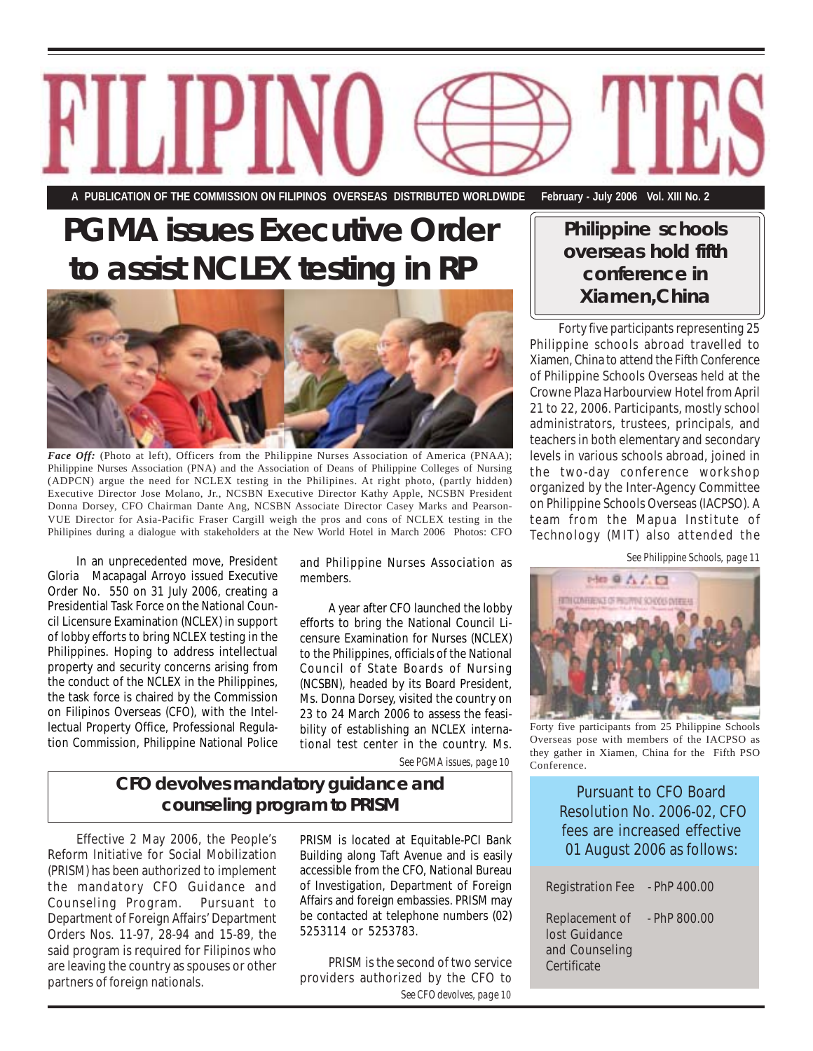# FILIPINO TIES

A PUBLICATION OF THE COMMISSION ON FILIPINOS OVERSEAS DISTRIBUTED WORLDWIDE February - July 2006 Vol. XIII No. 2

## PGMA issues Executive Order to assist NCLEX testing in RP

*Face Off:* (Photo at left), Officers from the Philippine Nurses Association of America (PNAA); Philippine Nurses Association (PNA) and the Association of Deans of Philippine Colleges of Nursing (ADPCN) argue the need for NCLEX testing in the Philipines. At right photo, (partly hidden) Executive Director Jose Molano, Jr., NCSBN Executive Director Kathy Apple, NCSBN President Donna Dorsey, CFO Chairman Dante Ang, NCSBN Associate Director Casey Marks and Pearson-VUE Director for Asia-Pacific Fraser Cargill weigh the pros and cons of NCLEX testing in the Philipines during a dialogue with stakeholders at the New World Hotel in March 2006 Photos: CFO

In an unprecedented move, President Gloria Macapagal Arroyo issued Executive Order No. 550 on 31 July 2006, creating a Presidential Task Force on the National Council Licensure Examination (NCLEX) in support of lobby efforts to bring NCLEX testing in the Philippines. Hoping to address intellectual property and security concerns arising from the conduct of the NCLEX in the Philippines, the task force is chaired by the Commission on Filipinos Overseas (CFO), with the Intellectual Property Office, Professional Regulation Commission, Philippine National Police and Philippine Nurses Association as members.

A year after CFO launched the lobby efforts to bring the National Council Licensure Examination for Nurses (NCLEX) to the Philippines, officials of the National Council of State Boards of Nursing (NCSBN), headed by its Board President, Ms. Donna Dorsey, visited the country on 23 to 24 March 2006 to assess the feasibility of establishing an NCLEX international test center in the country. Ms.

*See PGMA issues, page 10*

## CFO devolves mandatory guidance and counseling program to PRISM

Effective 2 May 2006, the People's Reform Initiative for Social Mobilization (PRISM) has been authorized to implement the mandatory CFO Guidance and Counseling Program. Pursuant to Department of Foreign Affairs' Department Orders Nos. 11-97, 28-94 and 15-89, the said program is required for Filipinos who are leaving the country as spouses or other partners of foreign nationals.

PRISM is located at Equitable-PCI Bank Building along Taft Avenue and is easily accessible from the CFO, National Bureau of Investigation, Department of Foreign Affairs and foreign embassies. PRISM may be contacted at telephone numbers (02) 5253114 or 5253783.

PRISM is the second of two service providers authorized by the CFO to

*See CFO devolves, page 10*

## Philippine schools overseas hold fifth conference in Xiamen, China

Forty five participants representing 25 Philippine schools abroad travelled to Xiamen, China to attend the Fifth Conference of Philippine Schools Overseas held at the Crowne Plaza Harbourview Hotel from April 21 to 22, 2006. Participants, mostly school administrators, trustees, principals, and teachers in both elementary and secondary levels in various schools abroad, joined in the two-day conference workshop organized by the Inter-Agency Committee on Philippine Schools Overseas (IACPSO). A team from the Mapua Institute of Technology (MIT) also attended the

*See Philippine Schools, page 11*

Forty five participants from 25 Philippine Schools Overseas pose with members of the IACPSO as they gather in Xiamen, China for the Fifth PSO Conference.

Pursuant to CFO Board Resolution No. 2006-02, CFO fees are increased effective 01 August 2006 as follows:

| | |
|---|---|
| Registration Fee | - PhP 400.00 |
| Replacement of lost Guidance and Counseling Certificate | - PhP 800.00 |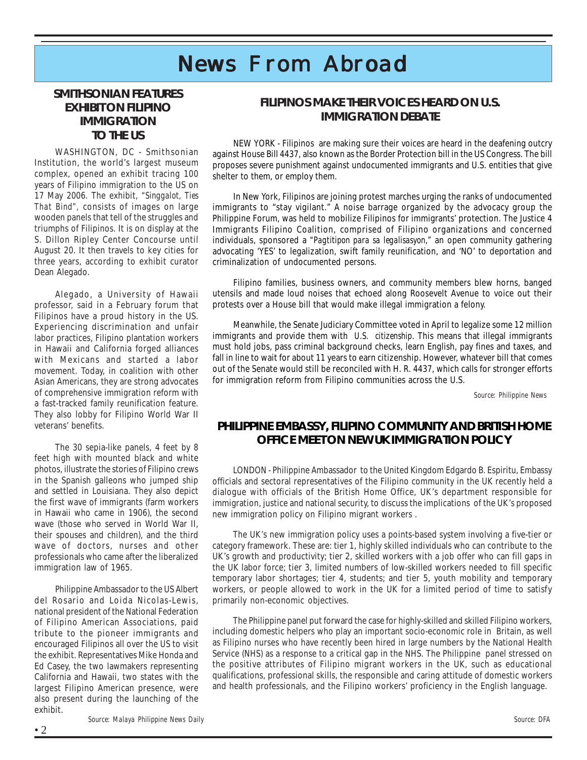# News From Abroad

## SMITHSONIAN FEATURES EXHIBIT ON FILIPINO IMMIGRATION TO THE US

WASHINGTON, DC - Smithsonian Institution, the world's largest museum complex, opened an exhibit tracing 100 years of Filipino immigration to the US on 17 May 2006. The exhibit, "*Singgalot, Ties That Bind*", consists of images on large wooden panels that tell of the struggles and triumphs of Filipinos. It is on display at the S. Dillon Ripley Center Concourse until August 20. It then travels to key cities for three years, according to exhibit curator Dean Alegado.

Alegado, a University of Hawaii professor, said in a February forum that Filipinos have a proud history in the US. Experiencing discrimination and unfair labor practices, Filipino plantation workers in Hawaii and California forged alliances with Mexicans and started a labor movement. Today, in coalition with other Asian Americans, they are strong advocates of comprehensive immigration reform with a fast-tracked family reunification feature. They also lobby for Filipino World War II veterans' benefits.

The 30 sepia-like panels, 4 feet by 8 feet high with mounted black and white photos, illustrate the stories of Filipino crews in the Spanish galleons who jumped ship and settled in Louisiana. They also depict the first wave of immigrants (farm workers in Hawaii who came in 1906), the second wave (those who served in World War II, their spouses and children), and the third wave of doctors, nurses and other professionals who came after the liberalized immigration law of 1965.

Philippine Ambassador to the US Albert del Rosario and Loida Nicolas-Lewis, national president of the National Federation of Filipino American Associations, paid tribute to the pioneer immigrants and encouraged Filipinos all over the US to visit the exhibit. Representatives Mike Honda and Ed Casey, the two lawmakers representing California and Hawaii, two states with the largest Filipino American presence, were also present during the launching of the exhibit.

*Source: Malaya Philippine News Daily*

## FILIPINOS MAKE THEIR VOICES HEARD ON U.S. IMMIGRATION DEBATE

NEW YORK - Filipinos are making sure their voices are heard in the deafening outcry against House Bill 4437, also known as the Border Protection bill in the US Congress. The bill proposes severe punishment against undocumented immigrants and U.S. entities that give shelter to them, or employ them.

In New York, Filipinos are joining protest marches urging the ranks of undocumented immigrants to "stay vigilant." A noise barrage organized by the advocacy group the Philippine Forum, was held to mobilize Filipinos for immigrants' protection. The Justice 4 Immigrants Filipino Coalition, comprised of Filipino organizations and concerned individuals, sponsored a "*Pagtitipon para sa legalisasyon*," an open community gathering advocating 'YES' to legalization, swift family reunification, and 'NO' to deportation and criminalization of undocumented persons.

Filipino families, business owners, and community members blew horns, banged utensils and made loud noises that echoed along Roosevelt Avenue to voice out their protests over a House bill that would make illegal immigration a felony.

Meanwhile, the Senate Judiciary Committee voted in April to legalize some 12 million immigrants and provide them with U.S. citizenship. This means that illegal immigrants must hold jobs, pass criminal background checks, learn English, pay fines and taxes, and fall in line to wait for about 11 years to earn citizenship. However, whatever bill that comes out of the Senate would still be reconciled with H. R. 4437, which calls for stronger efforts for immigration reform from Filipino communities across the U.S.

*Source: Philippine News*

## PHILIPPINE EMBASSY, FILIPINO COMMUNITY AND BRITISH HOME OFFICE MEET ON NEW UK IMMIGRATION POLICY

LONDON - Philippine Ambassador to the United Kingdom Edgardo B. Espiritu, Embassy officials and sectoral representatives of the Filipino community in the UK recently held a dialogue with officials of the British Home Office, UK's department responsible for immigration, justice and national security, to discuss the implications of the UK's proposed new immigration policy on Filipino migrant workers .

The UK's new immigration policy uses a points-based system involving a five-tier or category framework. These are: tier 1, highly skilled individuals who can contribute to the UK's growth and productivity; tier 2, skilled workers with a job offer who can fill gaps in the UK labor force; tier 3, limited numbers of low-skilled workers needed to fill specific temporary labor shortages; tier 4, students; and tier 5, youth mobility and temporary workers, or people allowed to work in the UK for a limited period of time to satisfy primarily non-economic objectives.

The Philippine panel put forward the case for highly-skilled and skilled Filipino workers, including domestic helpers who play an important socio-economic role in Britain, as well as Filipino nurses who have recently been hired in large numbers by the National Health Service (NHS) as a response to a critical gap in the NHS. The Philippine panel stressed on the positive attributes of Filipino migrant workers in the UK, such as educational qualifications, professional skills, the responsible and caring attitude of domestic workers and health professionals, and the Filipino workers' proficiency in the English language.

*Source: DFA*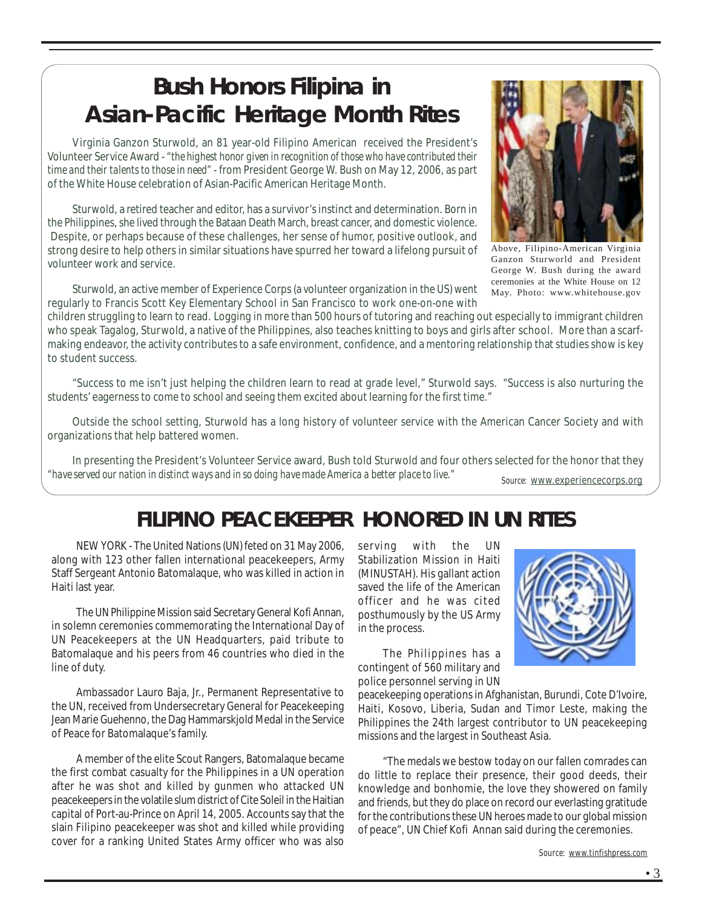# Bush Honors Filipina in Asian-Pacific Heritage Month Rites

Virginia Ganzon Sturwold, an 81 year-old Filipino American received the President's Volunteer Service Award - *"the highest honor given in recognition of those who have contributed their time and their talents to those in need"* - from President George W. Bush on May 12, 2006, as part of the White House celebration of Asian-Pacific American Heritage Month.

Sturwold, a retired teacher and editor, has a survivor's instinct and determination. Born in the Philippines, she lived through the Bataan Death March, breast cancer, and domestic violence. Despite, or perhaps because of these challenges, her sense of humor, positive outlook, and strong desire to help others in similar situations have spurred her toward a lifelong pursuit of volunteer work and service.

Above, Filipino-American Virginia Ganzon Sturworld and President George W. Bush during the award ceremonies at the White House on 12 May. Photo: www.whitehouse.gov

Sturwold, an active member of Experience Corps (a volunteer organization in the US) went regularly to Francis Scott Key Elementary School in San Francisco to work one-on-one with children struggling to learn to read. Logging in more than 500 hours of tutoring and reaching out especially to immigrant children who speak Tagalog, Sturwold, a native of the Philippines, also teaches knitting to boys and girls after school. More than a scarf-making endeavor, the activity contributes to a safe environment, confidence, and a mentoring relationship that studies show is key to student success.

"Success to me isn't just helping the children learn to read at grade level," Sturwold says. "Success is also nurturing the students' eagerness to come to school and seeing them excited about learning for the first time."

Outside the school setting, Sturwold has a long history of volunteer service with the American Cancer Society and with organizations that help battered women.

In presenting the President's Volunteer Service award, Bush told Sturwold and four others selected for the honor that they *"have served our nation in distinct ways and in so doing have made America a better place to live."*

*Source:* www.experiencecorps.org

# FILIPINO PEACEKEEPER HONORED IN UN RITES

NEW YORK - The United Nations (UN) feted on 31 May 2006, along with 123 other fallen international peacekeepers, Army Staff Sergeant Antonio Batomalaque, who was killed in action in Haiti last year.

The UN Philippine Mission said Secretary General Kofi Annan, in solemn ceremonies commemorating the International Day of UN Peacekeepers at the UN Headquarters, paid tribute to Batomalaque and his peers from 46 countries who died in the line of duty.

Ambassador Lauro Baja, Jr., Permanent Representative to the UN, received from Undersecretary General for Peacekeeping Jean Marie Guehenno, the Dag Hammarskjold Medal in the Service of Peace for Batomalaque's family.

A member of the elite Scout Rangers, Batomalaque became the first combat casualty for the Philippines in a UN operation after he was shot and killed by gunmen who attacked UN peacekeepers in the volatile slum district of Cite Soleil in the Haitian capital of Port-au-Prince on April 14, 2005. Accounts say that the slain Filipino peacekeeper was shot and killed while providing cover for a ranking United States Army officer who was also serving with the UN Stabilization Mission in Haiti (MINUSTAH). His gallant action saved the life of the American officer and he was cited posthumously by the US Army in the process.

The Philippines has a contingent of 560 military and police personnel serving in UN peacekeeping operations in Afghanistan, Burundi, Cote D'Ivoire, Haiti, Kosovo, Liberia, Sudan and Timor Leste, making the Philippines the 24th largest contributor to UN peacekeeping missions and the largest in Southeast Asia.

"The medals we bestow today on our fallen comrades can do little to replace their presence, their good deeds, their knowledge and bonhomie, the love they showered on family and friends, but they do place on record our everlasting gratitude for the contributions these UN heroes made to our global mission of peace", UN Chief Kofi Annan said during the ceremonies.

*Source:* www.tinfishpress.com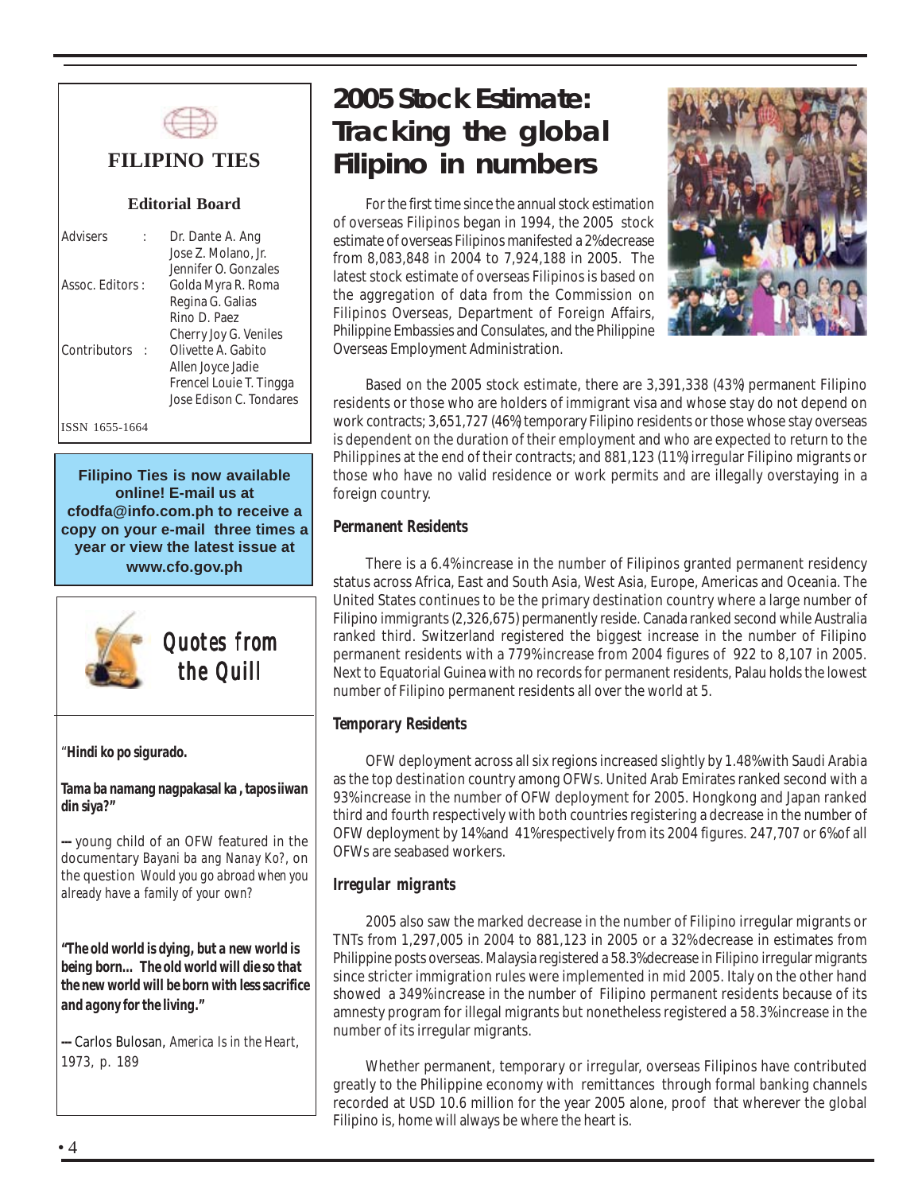# FILIPINO TIES

## Editorial Board

| | |
|---|---|
| Advisers : | Dr. Dante A. Ang<br>Jose Z. Molano, Jr.<br>Jennifer O. Gonzales |
| Assoc. Editors : | Golda Myra R. Roma<br>Regina G. Galias<br>Rino D. Paez<br>Cherry Joy G. Veniles |
| Contributors : | Olivette A. Gabito<br>Allen Joyce Jadie<br>Frencel Louie T. Tingga<br>Jose Edison C. Tondares |

ISSN 1655-1664

**Filipino Ties is now available online! E-mail us at cfodfa@info.com.ph to receive a copy on your e-mail three times a year or view the latest issue at www.cfo.gov.ph**

## *Quotes from the Quill*

"**Hindi ko po sigurado.**

**Tama ba namang nagpakasal ka , tapos iiwan din siya?"**

**---** young child of an OFW featured in the documentary *Bayani ba ang Nanay Ko?*, on the question *Would you go abroad when you already have a family of your own?*

**"The old world is dying, but a new world is being born... The old world will die so that the new world will be born with less sacrifice and agony for the living."**

**---** Carlos Bulosan, *America Is in the Heart*, 1973, p. 189

# 2005 Stock Estimate: Tracking the global Filipino in numbers

For the first time since the annual stock estimation of overseas Filipinos began in 1994, the 2005 stock estimate of overseas Filipinos manifested a 2% decrease from 8,083,848 in 2004 to 7,924,188 in 2005. The latest stock estimate of overseas Filipinos is based on the aggregation of data from the Commission on Filipinos Overseas, Department of Foreign Affairs, Philippine Embassies and Consulates, and the Philippine Overseas Employment Administration.

Based on the 2005 stock estimate, there are 3,391,338 (43%) permanent Filipino residents or those who are holders of immigrant visa and whose stay do not depend on work contracts; 3,651,727 (46%) temporary Filipino residents or those whose stay overseas is dependent on the duration of their employment and who are expected to return to the Philippines at the end of their contracts; and 881,123 (11%) irregular Filipino migrants or those who have no valid residence or work permits and are illegally overstaying in a foreign country.

### *Permanent Residents*

There is a 6.4% increase in the number of Filipinos granted permanent residency status across Africa, East and South Asia, West Asia, Europe, Americas and Oceania. The United States continues to be the primary destination country where a large number of Filipino immigrants (2,326,675) permanently reside. Canada ranked second while Australia ranked third. Switzerland registered the biggest increase in the number of Filipino permanent residents with a 779% increase from 2004 figures of 922 to 8,107 in 2005. Next to Equatorial Guinea with no records for permanent residents, Palau holds the lowest number of Filipino permanent residents all over the world at 5.

### *Temporary Residents*

OFW deployment across all six regions increased slightly by 1.48% with Saudi Arabia as the top destination country among OFWs. United Arab Emirates ranked second with a 93% increase in the number of OFW deployment for 2005. Hongkong and Japan ranked third and fourth respectively with both countries registering a decrease in the number of OFW deployment by 14% and 41% respectively from its 2004 figures. 247,707 or 6% of all OFWs are seabased workers.

### *Irregular migrants*

2005 also saw the marked decrease in the number of Filipino irregular migrants or TNTs from 1,297,005 in 2004 to 881,123 in 2005 or a 32% decrease in estimates from Philippine posts overseas. Malaysia registered a 58.3% decrease in Filipino irregular migrants since stricter immigration rules were implemented in mid 2005. Italy on the other hand showed a 349% increase in the number of Filipino permanent residents because of its amnesty program for illegal migrants but nonetheless registered a 58.3% increase in the number of its irregular migrants.

Whether permanent, temporary or irregular, overseas Filipinos have contributed greatly to the Philippine economy with remittances through formal banking channels recorded at USD 10.6 million for the year 2005 alone, proof that wherever the global Filipino is, home will always be where the heart is.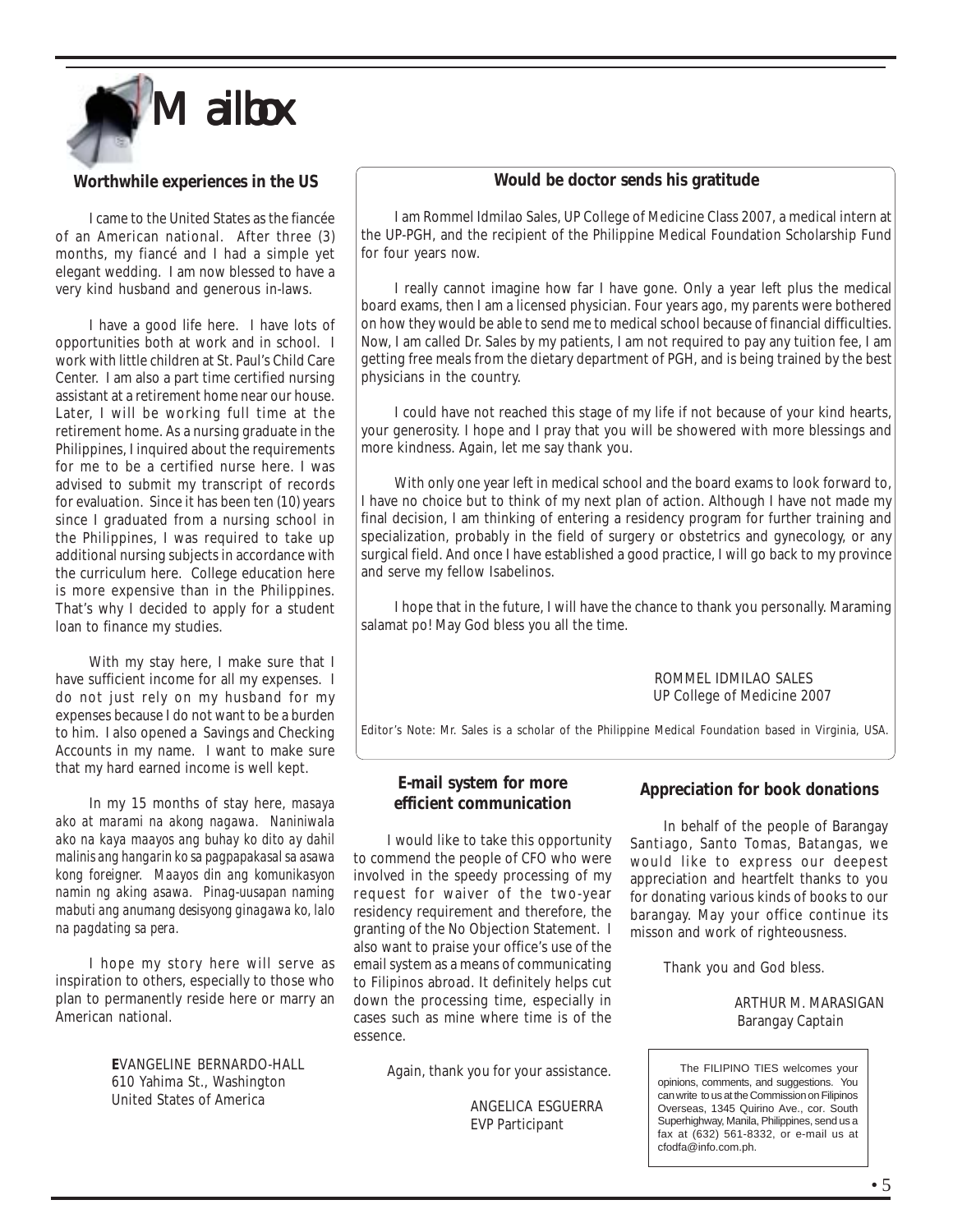# Mailbox

## Worthwhile experiences in the US

I came to the United States as the fiancée of an American national. After three (3) months, my fiancé and I had a simple yet elegant wedding. I am now blessed to have a very kind husband and generous in-laws.

I have a good life here. I have lots of opportunities both at work and in school. I work with little children at St. Paul's Child Care Center. I am also a part time certified nursing assistant at a retirement home near our house. Later, I will be working full time at the retirement home. As a nursing graduate in the Philippines, I inquired about the requirements for me to be a certified nurse here. I was advised to submit my transcript of records for evaluation. Since it has been ten (10) years since I graduated from a nursing school in the Philippines, I was required to take up additional nursing subjects in accordance with the curriculum here. College education here is more expensive than in the Philippines. That's why I decided to apply for a student loan to finance my studies.

With my stay here, I make sure that I have sufficient income for all my expenses. I do not just rely on my husband for my expenses because I do not want to be a burden to him. I also opened a Savings and Checking Accounts in my name. I want to make sure that my hard earned income is well kept.

In my 15 months of stay here, *masaya ako at marami na akong nagawa. Naniniwala ako na kaya maayos ang buhay ko dito ay dahil malinis ang hangarin ko sa pagpapakasal sa asawa kong foreigner. Maayos din ang komunikasyon namin ng aking asawa. Pinag-uusapan naming mabuti ang anumang desisyong ginagawa ko, lalo na pagdating sa pera.*

I hope my story here will serve as inspiration to others, especially to those who plan to permanently reside here or marry an American national.

EVANGELINE BERNARDO-HALL
610 Yahima St., Washington
United States of America

## Would be doctor sends his gratitude

I am Rommel Idmilao Sales, UP College of Medicine Class 2007, a medical intern at the UP-PGH, and the recipient of the Philippine Medical Foundation Scholarship Fund for four years now.

I really cannot imagine how far I have gone. Only a year left plus the medical board exams, then I am a licensed physician. Four years ago, my parents were bothered on how they would be able to send me to medical school because of financial difficulties. Now, I am called Dr. Sales by my patients, I am not required to pay any tuition fee, I am getting free meals from the dietary department of PGH, and is being trained by the best physicians in the country.

I could have not reached this stage of my life if not because of your kind hearts, your generosity. I hope and I pray that you will be showered with more blessings and more kindness. Again, let me say thank you.

With only one year left in medical school and the board exams to look forward to, I have no choice but to think of my next plan of action. Although I have not made my final decision, I am thinking of entering a residency program for further training and specialization, probably in the field of surgery or obstetrics and gynecology, or any surgical field. And once I have established a good practice, I will go back to my province and serve my fellow Isabelinos.

I hope that in the future, I will have the chance to thank you personally. Maraming salamat po! May God bless you all the time.

ROMMEL IDMILAO SALES
UP College of Medicine 2007

*Editor's Note: Mr. Sales is a scholar of the Philippine Medical Foundation based in Virginia, USA.*

## E-mail system for more efficient communication

I would like to take this opportunity to commend the people of CFO who were involved in the speedy processing of my request for waiver of the two-year residency requirement and therefore, the granting of the No Objection Statement. I also want to praise your office's use of the email system as a means of communicating to Filipinos abroad. It definitely helps cut down the processing time, especially in cases such as mine where time is of the essence.

Again, thank you for your assistance.

ANGELICA ESGUERRA
EVP Participant

## Appreciation for book donations

In behalf of the people of Barangay Santiago, Santo Tomas, Batangas, we would like to express our deepest appreciation and heartfelt thanks to you for donating various kinds of books to our barangay. May your office continue its misson and work of righteousness.

Thank you and God bless.

ARTHUR M. MARASIGAN
Barangay Captain

The FILIPINO TIES welcomes your opinions, comments, and suggestions. You can write to us at the Commission on Filipinos Overseas, 1345 Quirino Ave., cor. South Superhighway, Manila, Philippines, send us a fax at (632) 561-8332, or e-mail us at cfodfa@info.com.ph.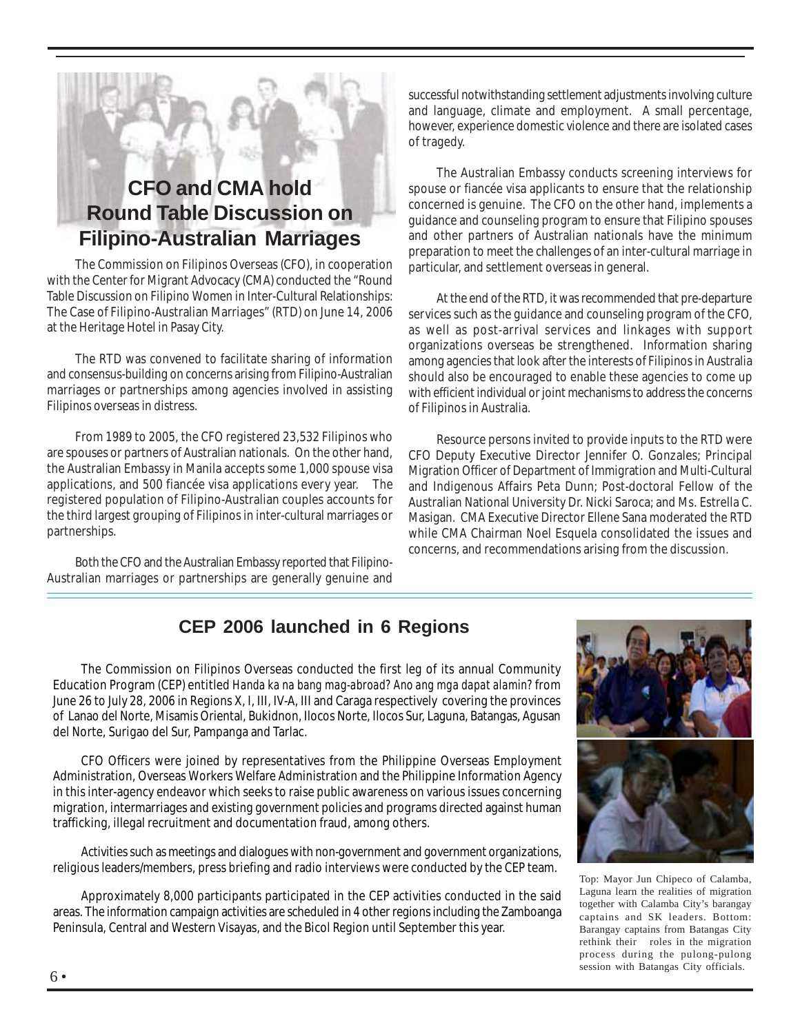## CFO and CMA hold Round Table Discussion on Filipino-Australian Marriages

The Commission on Filipinos Overseas (CFO), in cooperation with the Center for Migrant Advocacy (CMA) conducted the "Round Table Discussion on Filipino Women in Inter-Cultural Relationships: The Case of Filipino-Australian Marriages" (RTD) on June 14, 2006 at the Heritage Hotel in Pasay City.

The RTD was convened to facilitate sharing of information and consensus-building on concerns arising from Filipino-Australian marriages or partnerships among agencies involved in assisting Filipinos overseas in distress.

From 1989 to 2005, the CFO registered 23,532 Filipinos who are spouses or partners of Australian nationals. On the other hand, the Australian Embassy in Manila accepts some 1,000 spouse visa applications, and 500 fiancée visa applications every year. The registered population of Filipino-Australian couples accounts for the third largest grouping of Filipinos in inter-cultural marriages or partnerships.

Both the CFO and the Australian Embassy reported that Filipino-Australian marriages or partnerships are generally genuine and successful notwithstanding settlement adjustments involving culture and language, climate and employment. A small percentage, however, experience domestic violence and there are isolated cases of tragedy.

The Australian Embassy conducts screening interviews for spouse or fiancée visa applicants to ensure that the relationship concerned is genuine. The CFO on the other hand, implements a guidance and counseling program to ensure that Filipino spouses and other partners of Australian nationals have the minimum preparation to meet the challenges of an inter-cultural marriage in particular, and settlement overseas in general.

At the end of the RTD, it was recommended that pre-departure services such as the guidance and counseling program of the CFO, as well as post-arrival services and linkages with support organizations overseas be strengthened. Information sharing among agencies that look after the interests of Filipinos in Australia should also be encouraged to enable these agencies to come up with efficient individual or joint mechanisms to address the concerns of Filipinos in Australia.

Resource persons invited to provide inputs to the RTD were CFO Deputy Executive Director Jennifer O. Gonzales; Principal Migration Officer of Department of Immigration and Multi-Cultural and Indigenous Affairs Peta Dunn; Post-doctoral Fellow of the Australian National University Dr. Nicki Saroca; and Ms. Estrella C. Masigan. CMA Executive Director Ellene Sana moderated the RTD while CMA Chairman Noel Esquela consolidated the issues and concerns, and recommendations arising from the discussion.

## CEP 2006 launched in 6 Regions

The Commission on Filipinos Overseas conducted the first leg of its annual Community Education Program (CEP) entitled *Handa ka na bang mag-abroad? Ano ang mga dapat alamin?* from June 26 to July 28, 2006 in Regions X, I, III, IV-A, III and Caraga respectively covering the provinces of Lanao del Norte, Misamis Oriental, Bukidnon, Ilocos Norte, Ilocos Sur, Laguna, Batangas, Agusan del Norte, Surigao del Sur, Pampanga and Tarlac.

CFO Officers were joined by representatives from the Philippine Overseas Employment Administration, Overseas Workers Welfare Administration and the Philippine Information Agency in this inter-agency endeavor which seeks to raise public awareness on various issues concerning migration, intermarriages and existing government policies and programs directed against human trafficking, illegal recruitment and documentation fraud, among others.

Activities such as meetings and dialogues with non-government and government organizations, religious leaders/members, press briefing and radio interviews were conducted by the CEP team.

Approximately 8,000 participants participated in the CEP activities conducted in the said areas. The information campaign activities are scheduled in 4 other regions including the Zamboanga Peninsula, Central and Western Visayas, and the Bicol Region until September this year.

Top: Mayor Jun Chipeco of Calamba, Laguna learn the realities of migration together with Calamba City's barangay captains and SK leaders. Bottom: Barangay captains from Batangas City rethink their roles in the migration process during the pulong-pulong session with Batangas City officials.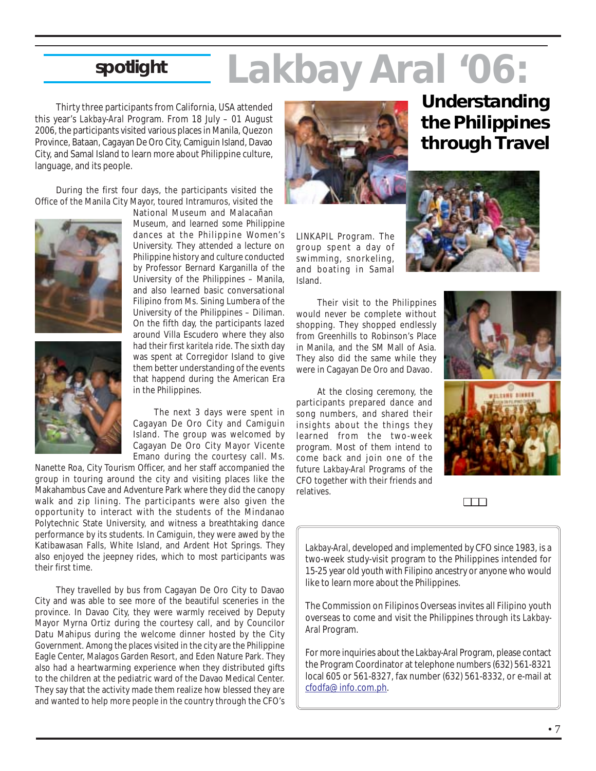spotlight

# Lakbay Aral '06:

## Understanding the Philippines through Travel

Thirty three participants from California, USA attended this year's *Lakbay-Aral* Program. From 18 July – 01 August 2006, the participants visited various places in Manila, Quezon Province, Bataan, Cagayan De Oro City, Camiguin Island, Davao City, and Samal Island to learn more about Philippine culture, language, and its people.

During the first four days, the participants visited the Office of the Manila City Mayor, toured Intramuros, visited the National Museum and Malacañan Museum, and learned some Philippine dances at the Philippine Women's University. They attended a lecture on Philippine history and culture conducted by Professor Bernard Karganilla of the University of the Philippines – Manila, and also learned basic conversational Filipino from Ms. Sining Lumbera of the University of the Philippines – Diliman. On the fifth day, the participants lazed around Villa Escudero where they also had their first *karitela* ride. The sixth day was spent at Corregidor Island to give them better understanding of the events that happend during the American Era in the Philippines.

The next 3 days were spent in Cagayan De Oro City and Camiguin Island. The group was welcomed by Cagayan De Oro City Mayor Vicente Emano during the courtesy call. Ms. Nanette Roa, City Tourism Officer, and her staff accompanied the group in touring around the city and visiting places like the Makahambus Cave and Adventure Park where they did the canopy walk and zip lining. The participants were also given the opportunity to interact with the students of the Mindanao Polytechnic State University, and witness a breathtaking dance performance by its students. In Camiguin, they were awed by the Katibawasan Falls, White Island, and Ardent Hot Springs. They also enjoyed the jeepney rides, which to most participants was their first time.

They travelled by bus from Cagayan De Oro City to Davao City and was able to see more of the beautiful sceneries in the province. In Davao City, they were warmly received by Deputy Mayor Myrna Ortiz during the courtesy call, and by Councilor Datu Mahipus during the welcome dinner hosted by the City Government. Among the places visited in the city are the Philippine Eagle Center, Malagos Garden Resort, and Eden Nature Park. They also had a heartwarming experience when they distributed gifts to the children at the pediatric ward of the Davao Medical Center. They say that the activity made them realize how blessed they are and wanted to help more people in the country through the CFO's LINKAPIL Program. The group spent a day of swimming, snorkeling, and boating in Samal Island.

Their visit to the Philippines would never be complete without shopping. They shopped endlessly from Greenhills to Robinson's Place in Manila, and the SM Mall of Asia. They also did the same while they were in Cagayan De Oro and Davao.

At the closing ceremony, the participants prepared dance and song numbers, and shared their insights about the things they learned from the two-week program. Most of them intend to come back and join one of the future *Lakbay-Aral* Programs of the CFO together with their friends and relatives.

---

*Lakbay-Aral*, developed and implemented by CFO since 1983, is a two-week study-visit program to the Philippines intended for 15-25 year old youth with Filipino ancestry or anyone who would like to learn more about the Philippines.

The Commission on Filipinos Overseas invites all Filipino youth overseas to come and visit the Philippines through its *Lakbay-Aral* Program.

For more inquiries about the *Lakbay-Aral* Program, please contact the Program Coordinator at telephone numbers (632) 561-8321 local 605 or 561-8327, fax number (632) 561-8332, or e-mail at cfodfa@info.com.ph.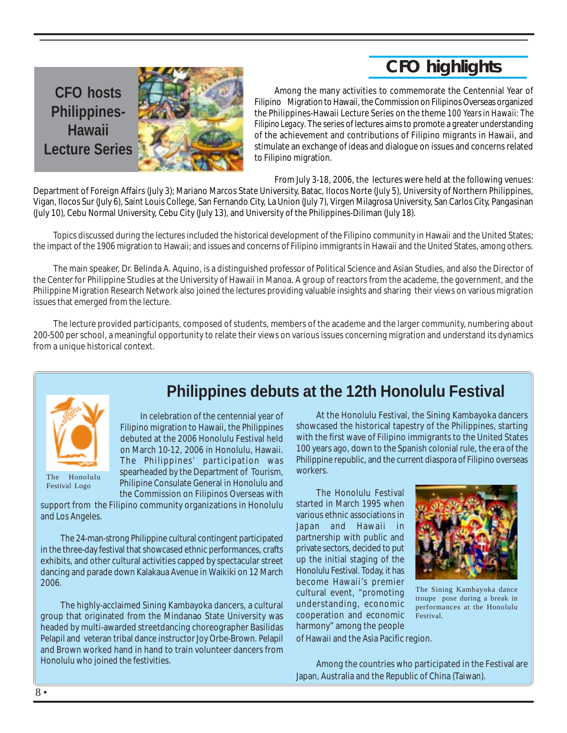# CFO highlights

## CFO hosts Philippines-Hawaii Lecture Series

Among the many activities to commemorate the Centennial Year of Filipino Migration to Hawaii, the Commission on Filipinos Overseas organized the Philippines-Hawaii Lecture Series on the theme *100 Years in Hawaii: The Filipino Legacy*. The series of lectures aims to promote a greater understanding of the achievement and contributions of Filipino migrants in Hawaii, and stimulate an exchange of ideas and dialogue on issues and concerns related to Filipino migration.

From July 3-18, 2006, the lectures were held at the following venues: Department of Foreign Affairs (July 3); Mariano Marcos State University, Batac, Ilocos Norte (July 5), University of Northern Philippines, Vigan, Ilocos Sur (July 6), Saint Louis College, San Fernando City, La Union (July 7), Virgen Milagrosa University, San Carlos City, Pangasinan (July 10), Cebu Normal University, Cebu City (July 13), and University of the Philippines-Diliman (July 18).

Topics discussed during the lectures included the historical development of the Filipino community in Hawaii and the United States; the impact of the 1906 migration to Hawaii; and issues and concerns of Filipino immigrants in Hawaii and the United States, among others.

The main speaker, Dr. Belinda A. Aquino, is a distinguished professor of Political Science and Asian Studies, and also the Director of the Center for Philippine Studies at the University of Hawaii in Manoa. A group of reactors from the academe, the government, and the Philippine Migration Research Network also joined the lectures providing valuable insights and sharing their views on various migration issues that emerged from the lecture.

The lecture provided participants, composed of students, members of the academe and the larger community, numbering about 200-500 per school, a meaningful opportunity to relate their views on various issues concerning migration and understand its dynamics from a unique historical context.

## Philippines debuts at the 12th Honolulu Festival

The Honolulu Festival Logo

In celebration of the centennial year of Filipino migration to Hawaii, the Philippines debuted at the 2006 Honolulu Festival held on March 10-12, 2006 in Honolulu, Hawaii. The Philippines' participation was spearheaded by the Department of Tourism, Philipine Consulate General in Honolulu and the Commission on Filipinos Overseas with support from the Filipino community organizations in Honolulu and Los Angeles.

The 24-man-strong Philippine cultural contingent participated in the three-day festival that showcased ethnic performances, crafts exhibits, and other cultural activities capped by spectacular street dancing and parade down Kalakaua Avenue in Waikiki on 12 March 2006.

The highly-acclaimed Sining Kambayoka dancers, a cultural group that originated from the Mindanao State University was headed by multi-awarded streetdancing choreographer Basilidas Pelapil and veteran tribal dance instructor Joy Orbe-Brown. Pelapil and Brown worked hand in hand to train volunteer dancers from Honolulu who joined the festivities.

At the Honolulu Festival, the Sining Kambayoka dancers showcased the historical tapestry of the Philippines, starting with the first wave of Filipino immigrants to the United States 100 years ago, down to the Spanish colonial rule, the era of the Philippine republic, and the current diaspora of Filipino overseas workers.

The Honolulu Festival started in March 1995 when various ethnic associations in Japan and Hawaii in partnership with public and private sectors, decided to put up the initial staging of the Honolulu Festival. Today, it has become Hawaii's premier cultural event, "promoting understanding, economic cooperation and economic harmony" among the people of Hawaii and the Asia Pacific region.

The Sining Kambayoka dance troupe pose during a break in performances at the Honolulu Festival.

Among the countries who participated in the Festival are Japan, Australia and the Republic of China (Taiwan).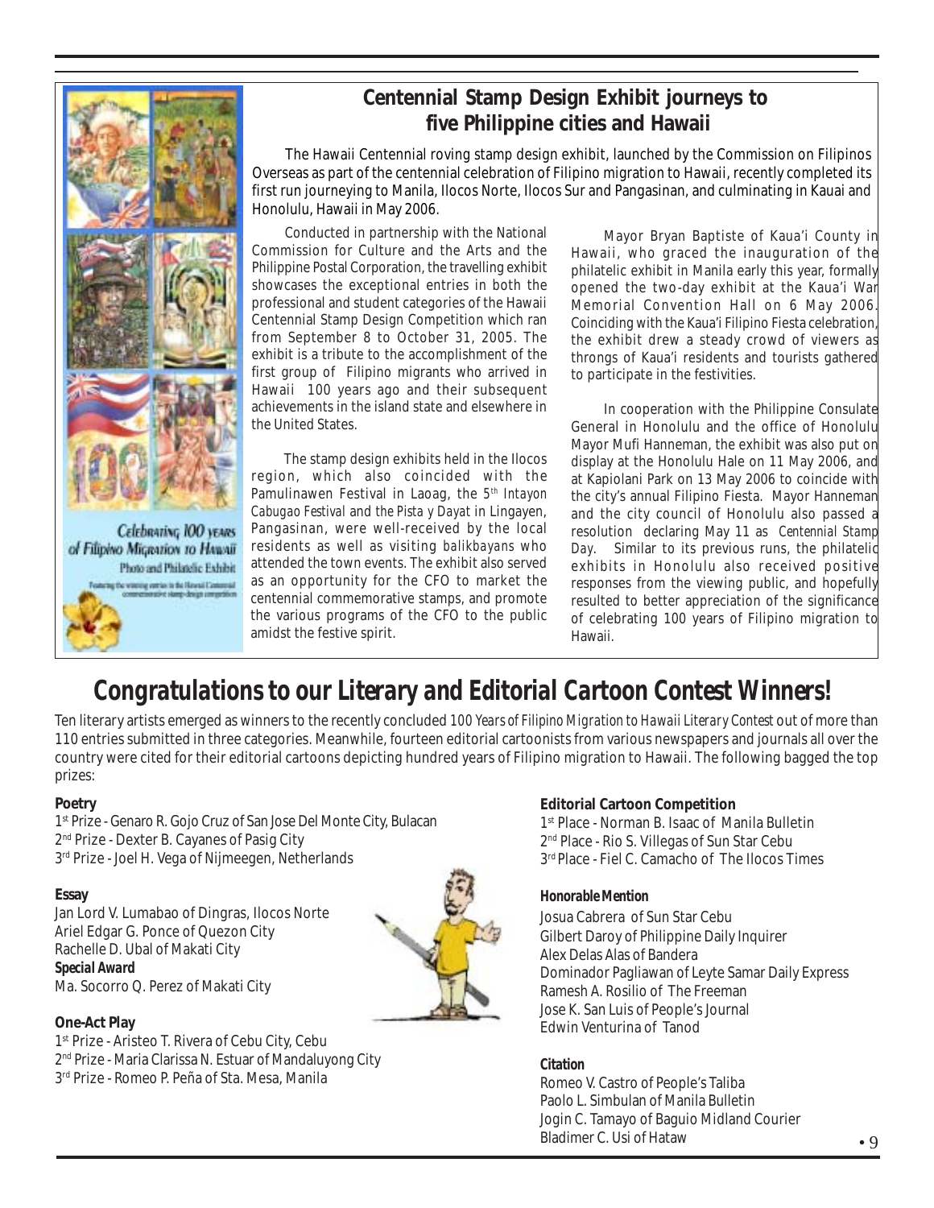## Centennial Stamp Design Exhibit journeys to five Philippine cities and Hawaii

The Hawaii Centennial roving stamp design exhibit, launched by the Commission on Filipinos Overseas as part of the centennial celebration of Filipino migration to Hawaii, recently completed its first run journeying to Manila, Ilocos Norte, Ilocos Sur and Pangasinan, and culminating in Kauai and Honolulu, Hawaii in May 2006.

Conducted in partnership with the National Commission for Culture and the Arts and the Philippine Postal Corporation, the travelling exhibit showcases the exceptional entries in both the professional and student categories of the Hawaii Centennial Stamp Design Competition which ran from September 8 to October 31, 2005. The exhibit is a tribute to the accomplishment of the first group of Filipino migrants who arrived in Hawaii 100 years ago and their subsequent achievements in the island state and elsewhere in the United States.

The stamp design exhibits held in the Ilocos region, which also coincided with the Pamulinawen Festival in Laoag, the 5th *Intayon Cabugao Festival* and the *Pista y Dayat* in Lingayen, Pangasinan, were well-received by the local residents as well as visiting *balikbayans* who attended the town events. The exhibit also served as an opportunity for the CFO to market the centennial commemorative stamps, and promote the various programs of the CFO to the public amidst the festive spirit.

Mayor Bryan Baptiste of Kaua'i County in Hawaii, who graced the inauguration of the philatelic exhibit in Manila early this year, formally opened the two-day exhibit at the Kaua'i War Memorial Convention Hall on 6 May 2006. Coinciding with the Kaua'i Filipino Fiesta celebration, the exhibit drew a steady crowd of viewers as throngs of Kaua'i residents and tourists gathered to participate in the festivities.

In cooperation with the Philippine Consulate General in Honolulu and the office of Honolulu Mayor Mufi Hanneman, the exhibit was also put on display at the Honolulu Hale on 11 May 2006, and at Kapiolani Park on 13 May 2006 to coincide with the city's annual Filipino Fiesta. Mayor Hanneman and the city council of Honolulu also passed a resolution declaring May 11 as *Centennial Stamp Day*. Similar to its previous runs, the philatelic exhibits in Honolulu also received positive responses from the viewing public, and hopefully resulted to better appreciation of the significance of celebrating 100 years of Filipino migration to Hawaii.

Celebrating 100 years of Filipino Migration to Hawaii
Photo and Philatelic Exhibit
Featuring the winning entries in the Hawaii Centennial commemorative stamp design competition

# Congratulations to our Literary and Editorial Cartoon Contest Winners!

Ten literary artists emerged as winners to the recently concluded *100 Years of Filipino Migration to Hawaii Literary Contest* out of more than 110 entries submitted in three categories. Meanwhile, fourteen editorial cartoonists from various newspapers and journals all over the country were cited for their editorial cartoons depicting hundred years of Filipino migration to Hawaii. The following bagged the top prizes:

**Poetry**

1st Prize - Genaro R. Gojo Cruz of San Jose Del Monte City, Bulacan
2nd Prize - Dexter B. Cayanes of Pasig City
3rd Prize - Joel H. Vega of Nijmeegen, Netherlands

**Essay**

Jan Lord V. Lumabao of Dingras, Ilocos Norte
Ariel Edgar G. Ponce of Quezon City
Rachelle D. Ubal of Makati City

***Special Award***

Ma. Socorro Q. Perez of Makati City

**One-Act Play**

1st Prize - Aristeo T. Rivera of Cebu City, Cebu
2nd Prize - Maria Clarissa N. Estuar of Mandaluyong City
3rd Prize - Romeo P. Peña of Sta. Mesa, Manila

**Editorial Cartoon Competition**

1st Place - Norman B. Isaac of Manila Bulletin
2nd Place - Rio S. Villegas of Sun Star Cebu
3rd Place - Fiel C. Camacho of The Ilocos Times

***Honorable Mention***

Josua Cabrera of Sun Star Cebu
Gilbert Daroy of Philippine Daily Inquirer
Alex Delas Alas of Bandera
Dominador Pagliawan of Leyte Samar Daily Express
Ramesh A. Rosilio of The Freeman
Jose K. San Luis of People's Journal
Edwin Venturina of Tanod

***Citation***

Romeo V. Castro of People's Taliba
Paolo L. Simbulan of Manila Bulletin
Jogin C. Tamayo of Baguio Midland Courier
Bladimer C. Usi of Hataw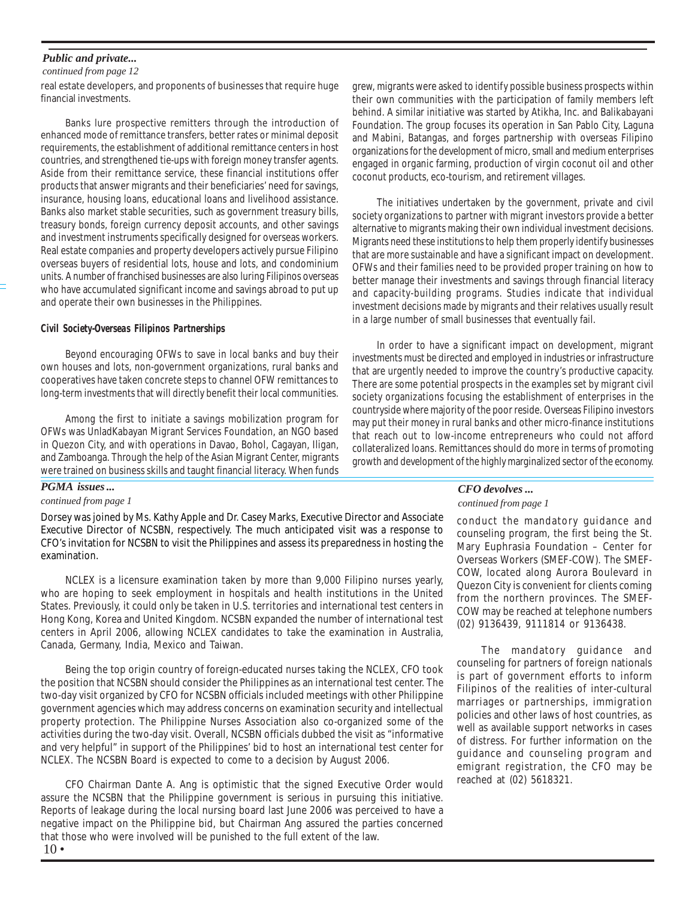### *Public and private...*

*continued from page 12*

real estate developers, and proponents of businesses that require huge financial investments.

Banks lure prospective remitters through the introduction of enhanced mode of remittance transfers, better rates or minimal deposit requirements, the establishment of additional remittance centers in host countries, and strengthened tie-ups with foreign money transfer agents. Aside from their remittance service, these financial institutions offer products that answer migrants and their beneficiaries' need for savings, insurance, housing loans, educational loans and livelihood assistance. Banks also market stable securities, such as government treasury bills, treasury bonds, foreign currency deposit accounts, and other savings and investment instruments specifically designed for overseas workers. Real estate companies and property developers actively pursue Filipino overseas buyers of residential lots, house and lots, and condominium units. A number of franchised businesses are also luring Filipinos overseas who have accumulated significant income and savings abroad to put up and operate their own businesses in the Philippines.

#### *Civil Society-Overseas Filipinos Partnerships*

Beyond encouraging OFWs to save in local banks and buy their own houses and lots, non-government organizations, rural banks and cooperatives have taken concrete steps to channel OFW remittances to long-term investments that will directly benefit their local communities.

Among the first to initiate a savings mobilization program for OFWs was UnladKabayan Migrant Services Foundation, an NGO based in Quezon City, and with operations in Davao, Bohol, Cagayan, Iligan, and Zamboanga. Through the help of the Asian Migrant Center, migrants were trained on business skills and taught financial literacy. When funds grew, migrants were asked to identify possible business prospects within their own communities with the participation of family members left behind. A similar initiative was started by Atikha, Inc. and Balikabayani Foundation. The group focuses its operation in San Pablo City, Laguna and Mabini, Batangas, and forges partnership with overseas Filipino organizations for the development of micro, small and medium enterprises engaged in organic farming, production of virgin coconut oil and other coconut products, eco-tourism, and retirement villages.

The initiatives undertaken by the government, private and civil society organizations to partner with migrant investors provide a better alternative to migrants making their own individual investment decisions. Migrants need these institutions to help them properly identify businesses that are more sustainable and have a significant impact on development. OFWs and their families need to be provided proper training on how to better manage their investments and savings through financial literacy and capacity-building programs. Studies indicate that individual investment decisions made by migrants and their relatives usually result in a large number of small businesses that eventually fail.

In order to have a significant impact on development, migrant investments must be directed and employed in industries or infrastructure that are urgently needed to improve the country's productive capacity. There are some potential prospects in the examples set by migrant civil society organizations focusing the establishment of enterprises in the countryside where majority of the poor reside. Overseas Filipino investors may put their money in rural banks and other micro-finance institutions that reach out to low-income entrepreneurs who could not afford collateralized loans. Remittances should do more in terms of promoting growth and development of the highly marginalized sector of the economy.

### *PGMA issues ...*

*continued from page 1*

Dorsey was joined by Ms. Kathy Apple and Dr. Casey Marks, Executive Director and Associate Executive Director of NCSBN, respectively. The much anticipated visit was a response to CFO's invitation for NCSBN to visit the Philippines and assess its preparedness in hosting the examination.

NCLEX is a licensure examination taken by more than 9,000 Filipino nurses yearly, who are hoping to seek employment in hospitals and health institutions in the United States. Previously, it could only be taken in U.S. territories and international test centers in Hong Kong, Korea and United Kingdom. NCSBN expanded the number of international test centers in April 2006, allowing NCLEX candidates to take the examination in Australia, Canada, Germany, India, Mexico and Taiwan.

Being the top origin country of foreign-educated nurses taking the NCLEX, CFO took the position that NCSBN should consider the Philippines as an international test center. The two-day visit organized by CFO for NCSBN officials included meetings with other Philippine government agencies which may address concerns on examination security and intellectual property protection. The Philippine Nurses Association also co-organized some of the activities during the two-day visit. Overall, NCSBN officials dubbed the visit as "informative and very helpful" in support of the Philippines' bid to host an international test center for NCLEX. The NCSBN Board is expected to come to a decision by August 2006.

CFO Chairman Dante A. Ang is optimistic that the signed Executive Order would assure the NCSBN that the Philippine government is serious in pursuing this initiative. Reports of leakage during the local nursing board last June 2006 was perceived to have a negative impact on the Philippine bid, but Chairman Ang assured the parties concerned that those who were involved will be punished to the full extent of the law.

### *CFO devolves ...*

*continued from page 1*

conduct the mandatory guidance and counseling program, the first being the St. Mary Euphrasia Foundation – Center for Overseas Workers (SMEF-COW). The SMEF-COW, located along Aurora Boulevard in Quezon City is convenient for clients coming from the northern provinces. The SMEF-COW may be reached at telephone numbers (02) 9136439, 9111814 or 9136438.

The mandatory guidance and counseling for partners of foreign nationals is part of government efforts to inform Filipinos of the realities of inter-cultural marriages or partnerships, immigration policies and other laws of host countries, as well as available support networks in cases of distress. For further information on the guidance and counseling program and emigrant registration, the CFO may be reached at (02) 5618321.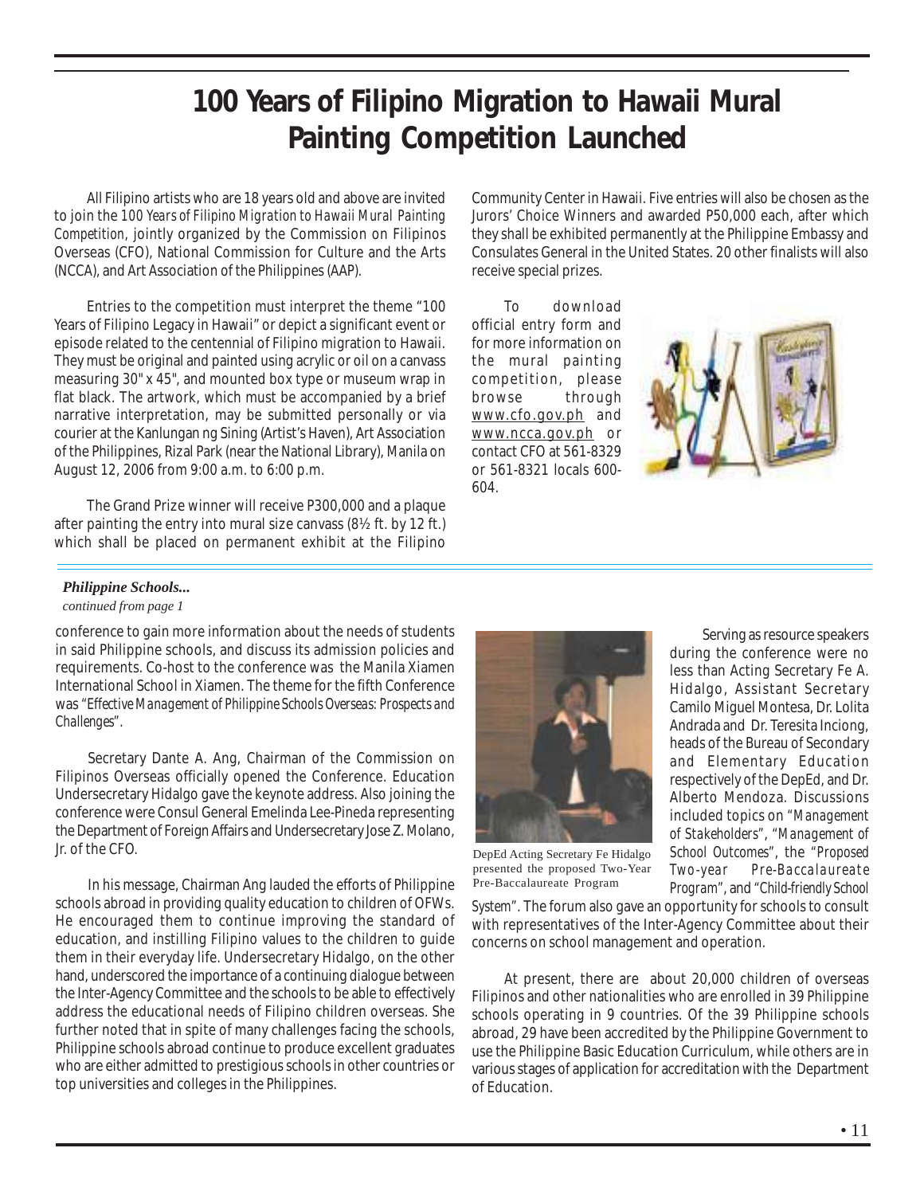# 100 Years of Filipino Migration to Hawaii Mural Painting Competition Launched

All Filipino artists who are 18 years old and above are invited to join the *100 Years of Filipino Migration to Hawaii Mural Painting Competition*, jointly organized by the Commission on Filipinos Overseas (CFO), National Commission for Culture and the Arts (NCCA), and Art Association of the Philippines (AAP).

Entries to the competition must interpret the theme "100 Years of Filipino Legacy in Hawaii" or depict a significant event or episode related to the centennial of Filipino migration to Hawaii. They must be original and painted using acrylic or oil on a canvass measuring 30" x 45", and mounted box type or museum wrap in flat black. The artwork, which must be accompanied by a brief narrative interpretation, may be submitted personally or via courier at the Kanlungan ng Sining (Artist's Haven), Art Association of the Philippines, Rizal Park (near the National Library), Manila on August 12, 2006 from 9:00 a.m. to 6:00 p.m.

The Grand Prize winner will receive P300,000 and a plaque after painting the entry into mural size canvass (8½ ft. by 12 ft.) which shall be placed on permanent exhibit at the Filipino Community Center in Hawaii. Five entries will also be chosen as the Jurors' Choice Winners and awarded P50,000 each, after which they shall be exhibited permanently at the Philippine Embassy and Consulates General in the United States. 20 other finalists will also receive special prizes.

To download official entry form and for more information on the mural painting competition, please browse through www.cfo.gov.ph and www.ncca.gov.ph or contact CFO at 561-8329 or 561-8321 locals 600-604.

---

***Philippine Schools...***

*continued from page 1*

conference to gain more information about the needs of students in said Philippine schools, and discuss its admission policies and requirements. Co-host to the conference was the Manila Xiamen International School in Xiamen. The theme for the fifth Conference was "*Effective Management of Philippine Schools Overseas: Prospects and Challenges*".

Secretary Dante A. Ang, Chairman of the Commission on Filipinos Overseas officially opened the Conference. Education Undersecretary Hidalgo gave the keynote address. Also joining the conference were Consul General Emelinda Lee-Pineda representing the Department of Foreign Affairs and Undersecretary Jose Z. Molano, Jr. of the CFO.

In his message, Chairman Ang lauded the efforts of Philippine schools abroad in providing quality education to children of OFWs. He encouraged them to continue improving the standard of education, and instilling Filipino values to the children to guide them in their everyday life. Undersecretary Hidalgo, on the other hand, underscored the importance of a continuing dialogue between the Inter-Agency Committee and the schools to be able to effectively address the educational needs of Filipino children overseas. She further noted that in spite of many challenges facing the schools, Philippine schools abroad continue to produce excellent graduates who are either admitted to prestigious schools in other countries or top universities and colleges in the Philippines.

DepEd Acting Secretary Fe Hidalgo presented the proposed Two-Year Pre-Baccalaureate Program

Serving as resource speakers during the conference were no less than Acting Secretary Fe A. Hidalgo, Assistant Secretary Camilo Miguel Montesa, Dr. Lolita Andrada and Dr. Teresita Inciong, heads of the Bureau of Secondary and Elementary Education respectively of the DepEd, and Dr. Alberto Mendoza. Discussions included topics on "*Management of Stakeholders*", "*Management of School Outcomes*", the "*Proposed Two-year Pre-Baccalaureate Program*", and "*Child-friendly School System*". The forum also gave an opportunity for schools to consult with representatives of the Inter-Agency Committee about their concerns on school management and operation.

At present, there are about 20,000 children of overseas Filipinos and other nationalities who are enrolled in 39 Philippine schools operating in 9 countries. Of the 39 Philippine schools abroad, 29 have been accredited by the Philippine Government to use the Philippine Basic Education Curriculum, while others are in various stages of application for accreditation with the Department of Education.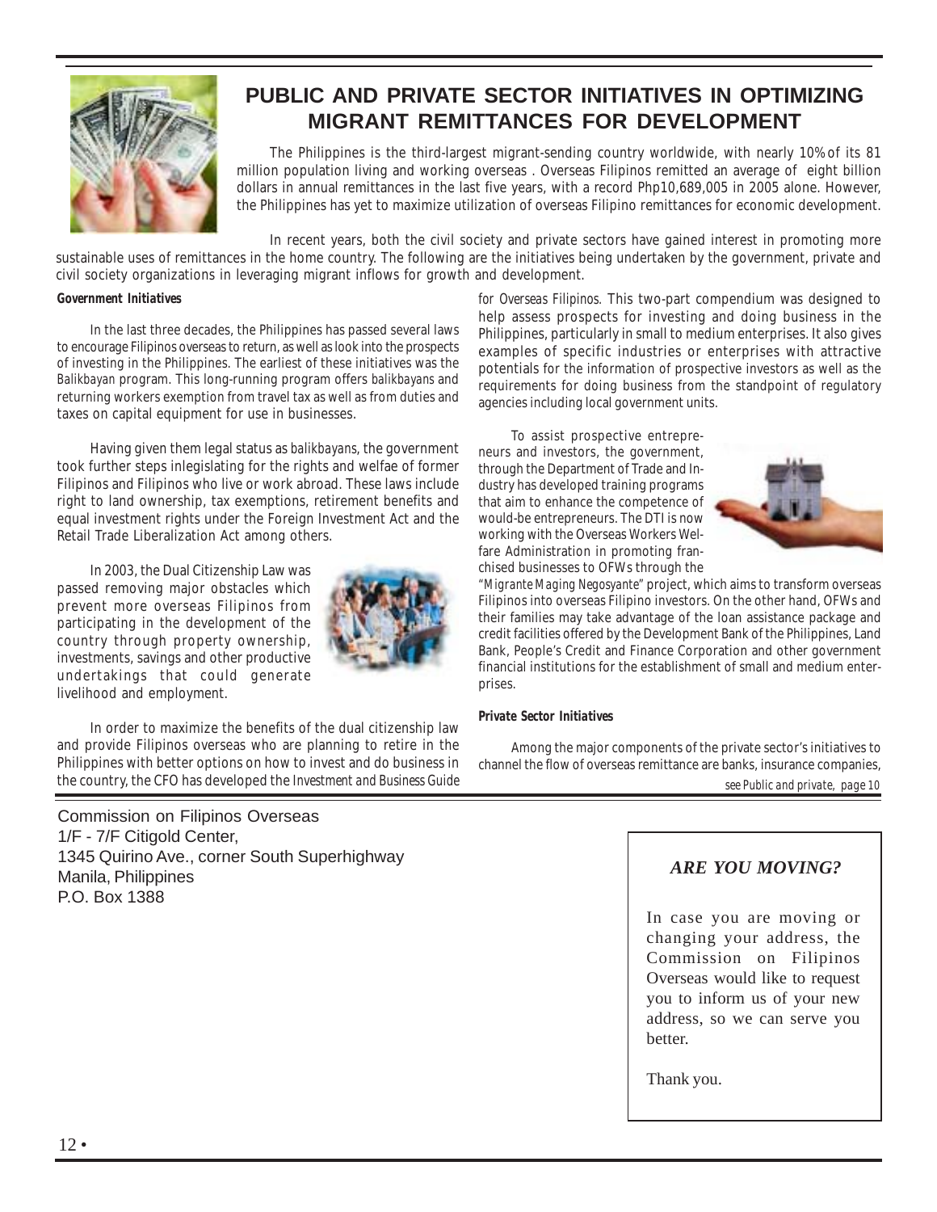# PUBLIC AND PRIVATE SECTOR INITIATIVES IN OPTIMIZING MIGRANT REMITTANCES FOR DEVELOPMENT

The Philippines is the third-largest migrant-sending country worldwide, with nearly 10% of its 81 million population living and working overseas . Overseas Filipinos remitted an average of eight billion dollars in annual remittances in the last five years, with a record Php10,689,005 in 2005 alone. However, the Philippines has yet to maximize utilization of overseas Filipino remittances for economic development.

In recent years, both the civil society and private sectors have gained interest in promoting more sustainable uses of remittances in the home country. The following are the initiatives being undertaken by the government, private and civil society organizations in leveraging migrant inflows for growth and development.

***Government Initiatives***

In the last three decades, the Philippines has passed several laws to encourage Filipinos overseas to return, as well as look into the prospects of investing in the Philippines. The earliest of these initiatives was the *Balikbayan* program. This long-running program offers *balikbayans* and returning workers exemption from travel tax as well as from duties and taxes on capital equipment for use in businesses.

Having given them legal status as *balikbayans*, the government took further steps inlegislating for the rights and welfae of former Filipinos and Filipinos who live or work abroad. These laws include right to land ownership, tax exemptions, retirement benefits and equal investment rights under the Foreign Investment Act and the Retail Trade Liberalization Act among others.

In 2003, the Dual Citizenship Law was passed removing major obstacles which prevent more overseas Filipinos from participating in the development of the country through property ownership, investments, savings and other productive undertakings that could generate livelihood and employment.

In order to maximize the benefits of the dual citizenship law and provide Filipinos overseas who are planning to retire in the Philippines with better options on how to invest and do business in the country, the CFO has developed the *Investment and Business Guide for Overseas Filipinos*. This two-part compendium was designed to help assess prospects for investing and doing business in the Philippines, particularly in small to medium enterprises. It also gives examples of specific industries or enterprises with attractive potentials for the information of prospective investors as well as the requirements for doing business from the standpoint of regulatory agencies including local government units.

To assist prospective entrepreneurs and investors, the government, through the Department of Trade and Industry has developed training programs that aim to enhance the competence of would-be entrepreneurs. The DTI is now working with the Overseas Workers Welfare Administration in promoting franchised businesses to OFWs through the "*Migrante Maging Negosyante*" project, which aims to transform overseas Filipinos into overseas Filipino investors. On the other hand, OFWs and their families may take advantage of the loan assistance package and credit facilities offered by the Development Bank of the Philippines, Land Bank, People's Credit and Finance Corporation and other government financial institutions for the establishment of small and medium enterprises.

***Private Sector Initiatives***

Among the major components of the private sector's initiatives to channel the flow of overseas remittance are banks, insurance companies,

*see Public and private, page 10*

Commission on Filipinos Overseas
1/F - 7/F Citigold Center,
1345 Quirino Ave., corner South Superhighway
Manila, Philippines
P.O. Box 1388

***ARE YOU MOVING?***

In case you are moving or changing your address, the Commission on Filipinos Overseas would like to request you to inform us of your new address, so we can serve you better.

Thank you.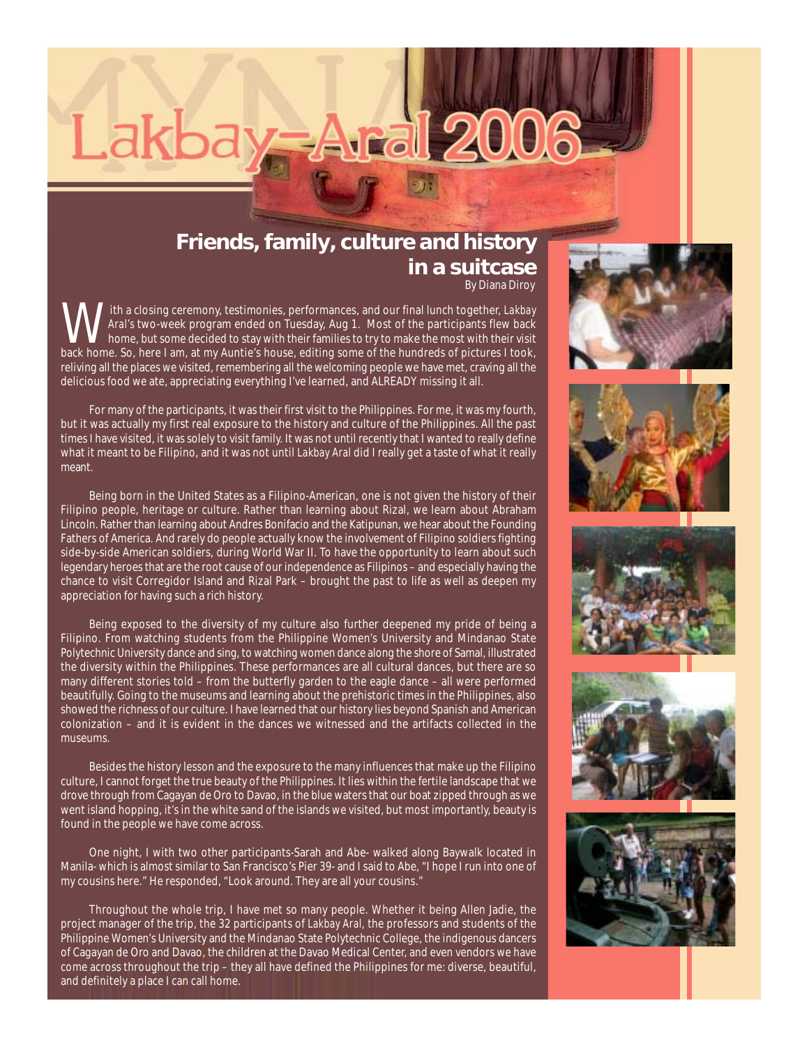# Lakbay-Aral 2006

## Friends, family, culture and history in a suitcase

By Diana Diroy

With a closing ceremony, testimonies, performances, and our final lunch together, *Lakbay Aral's* two-week program ended on Tuesday, Aug 1. Most of the participants flew back home, but some decided to stay with their families to try to make the most with their visit back home. So, here I am, at my Auntie's house, editing some of the hundreds of pictures I took, reliving all the places we visited, remembering all the welcoming people we have met, craving all the delicious food we ate, appreciating everything I've learned, and ALREADY missing it all.

For many of the participants, it was their first visit to the Philippines. For me, it was my fourth, but it was actually my first real exposure to the history and culture of the Philippines. All the past times I have visited, it was solely to visit family. It was not until recently that I wanted to really define what it meant to be Filipino, and it was not until *Lakbay Aral* did I really get a taste of what it really meant.

Being born in the United States as a Filipino-American, one is not given the history of their Filipino people, heritage or culture. Rather than learning about Rizal, we learn about Abraham Lincoln. Rather than learning about Andres Bonifacio and the Katipunan, we hear about the Founding Fathers of America. And rarely do people actually know the involvement of Filipino soldiers fighting side-by-side American soldiers, during World War II. To have the opportunity to learn about such legendary heroes that are the root cause of our independence as Filipinos – and especially having the chance to visit Corregidor Island and Rizal Park – brought the past to life as well as deepen my appreciation for having such a rich history.

Being exposed to the diversity of my culture also further deepened my pride of being a Filipino. From watching students from the Philippine Women's University and Mindanao State Polytechnic University dance and sing, to watching women dance along the shore of Samal, illustrated the diversity within the Philippines. These performances are all cultural dances, but there are so many different stories told – from the butterfly garden to the eagle dance – all were performed beautifully. Going to the museums and learning about the prehistoric times in the Philippines, also showed the richness of our culture. I have learned that our history lies beyond Spanish and American colonization – and it is evident in the dances we witnessed and the artifacts collected in the museums.

Besides the history lesson and the exposure to the many influences that make up the Filipino culture, I cannot forget the true beauty of the Philippines. It lies within the fertile landscape that we drove through from Cagayan de Oro to Davao, in the blue waters that our boat zipped through as we went island hopping, it's in the white sand of the islands we visited, but most importantly, beauty is found in the people we have come across.

One night, I with two other participants-Sarah and Abe- walked along Baywalk located in Manila- which is almost similar to San Francisco's Pier 39- and I said to Abe, "I hope I run into one of my cousins here." He responded, "Look around. They are all your cousins."

Throughout the whole trip, I have met so many people. Whether it being Allen Jadie, the project manager of the trip, the 32 participants of *Lakbay Aral*, the professors and students of the Philippine Women's University and the Mindanao State Polytechnic College, the indigenous dancers of Cagayan de Oro and Davao, the children at the Davao Medical Center, and even vendors we have come across throughout the trip – they all have defined the Philippines for me: diverse, beautiful, and definitely a place I can call home.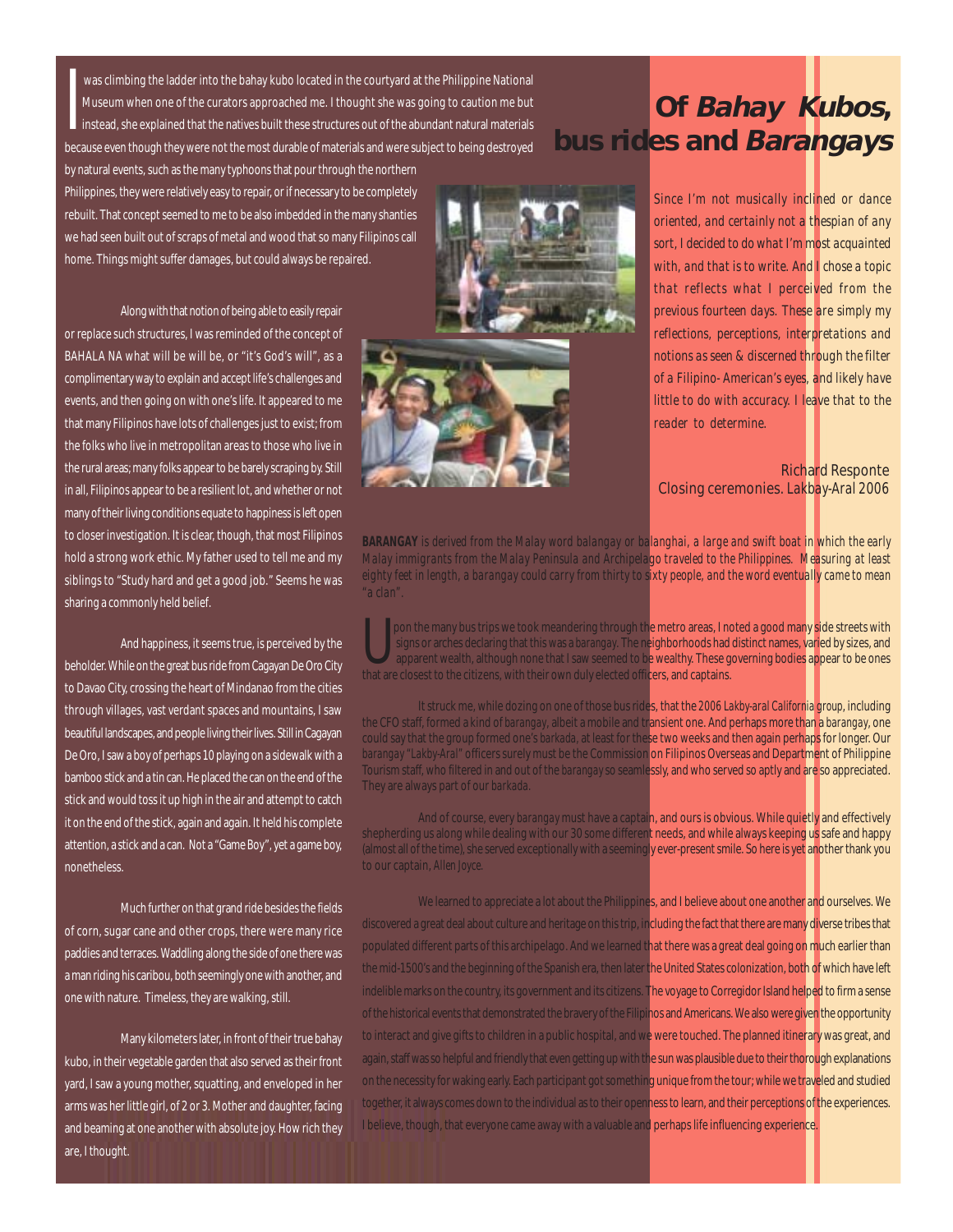# Of *Bahay Kubos,* bus rides and *Barangays*

Since I'm not musically inclined or dance oriented, and certainly not a thespian of any sort, I decided to do what I'm most acquainted with, and that is to write. And I chose a topic that reflects what I perceived from the previous fourteen days. These are simply my reflections, perceptions, interpretations and notions as seen & discerned through the filter of a Filipino- American's eyes, and likely have little to do with accuracy. I leave that to the reader to determine.

Richard Responte
Closing ceremonies. Lakbay-Aral 2006

I was climbing the ladder into the bahay kubo located in the courtyard at the Philippine National Museum when one of the curators approached me. I thought she was going to caution me but instead, she explained that the natives built these structures out of the abundant natural materials because even though they were not the most durable of materials and were subject to being destroyed by natural events, such as the many typhoons that pour through the northern Philippines, they were relatively easy to repair, or if necessary to be completely rebuilt. That concept seemed to me to be also imbedded in the many shanties we had seen built out of scraps of metal and wood that so many Filipinos call home. Things might suffer damages, but could always be repaired.

Along with that notion of being able to easily repair or replace such structures, I was reminded of the concept of BAHALA NA what will be will be, or "it's God's will", as a complimentary way to explain and accept life's challenges and events, and then going on with one's life. It appeared to me that many Filipinos have lots of challenges just to exist; from the folks who live in metropolitan areas to those who live in the rural areas; many folks appear to be barely scraping by. Still in all, Filipinos appear to be a resilient lot, and whether or not many of their living conditions equate to happiness is left open to closer investigation. It is clear, though, that most Filipinos hold a strong work ethic. My father used to tell me and my siblings to "Study hard and get a good job." Seems he was sharing a commonly held belief.

And happiness, it seems true, is perceived by the beholder. While on the great bus ride from Cagayan De Oro City to Davao City, crossing the heart of Mindanao from the cities through villages, vast verdant spaces and mountains, I saw beautiful landscapes, and people living their lives. Still in Cagayan De Oro, I saw a boy of perhaps 10 playing on a sidewalk with a bamboo stick and a tin can. He placed the can on the end of the stick and would toss it up high in the air and attempt to catch it on the end of the stick, again and again. It held his complete attention, a stick and a can. Not a "Game Boy", yet a game boy, nonetheless.

Much further on that grand ride besides the fields of corn, sugar cane and other crops, there were many rice paddies and terraces. Waddling along the side of one there was a man riding his caribou, both seemingly one with another, and one with nature. Timeless, they are walking, still.

Many kilometers later, in front of their true bahay kubo, in their vegetable garden that also served as their front yard, I saw a young mother, squatting, and enveloped in her arms was her little girl, of 2 or 3. Mother and daughter, facing and beaming at one another with absolute joy. How rich they are, I thought.

***BARANGAY** is derived from the Malay word balangay or balanghai, a large and swift boat in which the early Malay immigrants from the Malay Peninsula and Archipelago traveled to the Philippines. Measuring at least eighty feet in length, a barangay could carry from thirty to sixty people, and the word eventually came to mean "a clan".*

Upon the many bus trips we took meandering through the metro areas, I noted a good many side streets with signs or arches declaring that this was a barangay. The neighborhoods had distinct names, varied by sizes, and apparent wealth, although none that I saw seemed to be wealthy. These governing bodies appear to be ones that are closest to the citizens, with their own duly elected officers, and captains.

It struck me, while dozing on one of those bus rides, that the 2006 Lakby-aral California group, including the CFO staff, formed a kind of barangay, albeit a mobile and transient one. And perhaps more than a barangay, one could say that the group formed one's barkada, at least for these two weeks and then again perhaps for longer. Our barangay "Lakby-Aral" officers surely must be the Commission on Filipinos Overseas and Department of Philippine Tourism staff, who filtered in and out of the barangay so seamlessly, and who served so aptly and are so appreciated. They are always part of our barkada.

And of course, every barangay must have a captain, and ours is obvious. While quietly and effectively shepherding us along while dealing with our 30 some different needs, and while always keeping us safe and happy (almost all of the time), she served exceptionally with a seemingly ever-present smile. So here is yet another thank you to our captain, Allen Joyce.

We learned to appreciate a lot about the Philippines, and I believe about one another and ourselves. We discovered a great deal about culture and heritage on this trip, including the fact that there are many diverse tribes that populated different parts of this archipelago. And we learned that there was a great deal going on much earlier than the mid-1500's and the beginning of the Spanish era, then later the United States colonization, both of which have left indelible marks on the country, its government and its citizens. The voyage to Corregidor Island helped to firm a sense of the historical events that demonstrated the bravery of the Filipinos and Americans. We also were given the opportunity to interact and give gifts to children in a public hospital, and we were touched. The planned itinerary was great, and again, staff was so helpful and friendly that even getting up with the sun was plausible due to their thorough explanations on the necessity for waking early. Each participant got something unique from the tour; while we traveled and studied together, it always comes down to the individual as to their openness to learn, and their perceptions of the experiences. I believe, though, that everyone came away with a valuable and perhaps life influencing experience.